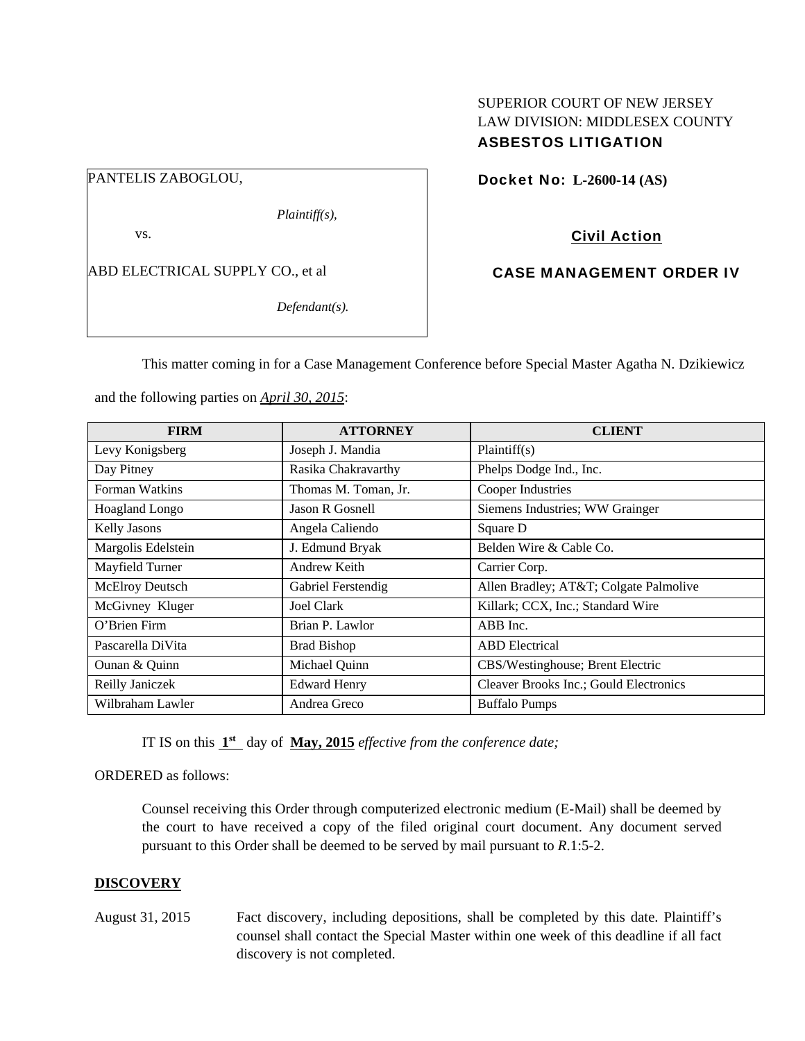SUPERIOR COURT OF NEW JERSEY
LAW DIVISION: MIDDLESEX COUNTY
**ASBESTOS LITIGATION**

PANTELIS ZABOGLOU,

*Plaintiff(s),*

vs.

ABD ELECTRICAL SUPPLY CO., et al

*Defendant(s).*

**Docket No: L-2600-14 (AS)**

**Civil Action**

**CASE MANAGEMENT ORDER IV**

This matter coming in for a Case Management Conference before Special Master Agatha N. Dzikiewicz and the following parties on ***April 30, 2015***:

| FIRM | ATTORNEY | CLIENT |
|---|---|---|
| Levy Konigsberg | Joseph J. Mandia | Plaintiff(s) |
| Day Pitney | Rasika Chakravarthy | Phelps Dodge Ind., Inc. |
| Forman Watkins | Thomas M. Toman, Jr. | Cooper Industries |
| Hoagland Longo | Jason R Gosnell | Siemens Industries; WW Grainger |
| Kelly Jasons | Angela Caliendo | Square D |
| Margolis Edelstein | J. Edmund Bryak | Belden Wire & Cable Co. |
| Mayfield Turner | Andrew Keith | Carrier Corp. |
| McElroy Deutsch | Gabriel Ferstendig | Allen Bradley; AT&T; Colgate Palmolive |
| McGivney Kluger | Joel Clark | Killark; CCX, Inc.; Standard Wire |
| O'Brien Firm | Brian P. Lawlor | ABB Inc. |
| Pascarella DiVita | Brad Bishop | ABD Electrical |
| Ounan & Quinn | Michael Quinn | CBS/Westinghouse; Brent Electric |
| Reilly Janiczek | Edward Henry | Cleaver Brooks Inc.; Gould Electronics |
| Wilbraham Lawler | Andrea Greco | Buffalo Pumps |

IT IS on this **1st** day of **May, 2015** *effective from the conference date;*

ORDERED as follows:

Counsel receiving this Order through computerized electronic medium (E-Mail) shall be deemed by the court to have received a copy of the filed original court document. Any document served pursuant to this Order shall be deemed to be served by mail pursuant to *R*.1:5-2.

**DISCOVERY**

August 31, 2015 — Fact discovery, including depositions, shall be completed by this date. Plaintiff's counsel shall contact the Special Master within one week of this deadline if all fact discovery is not completed.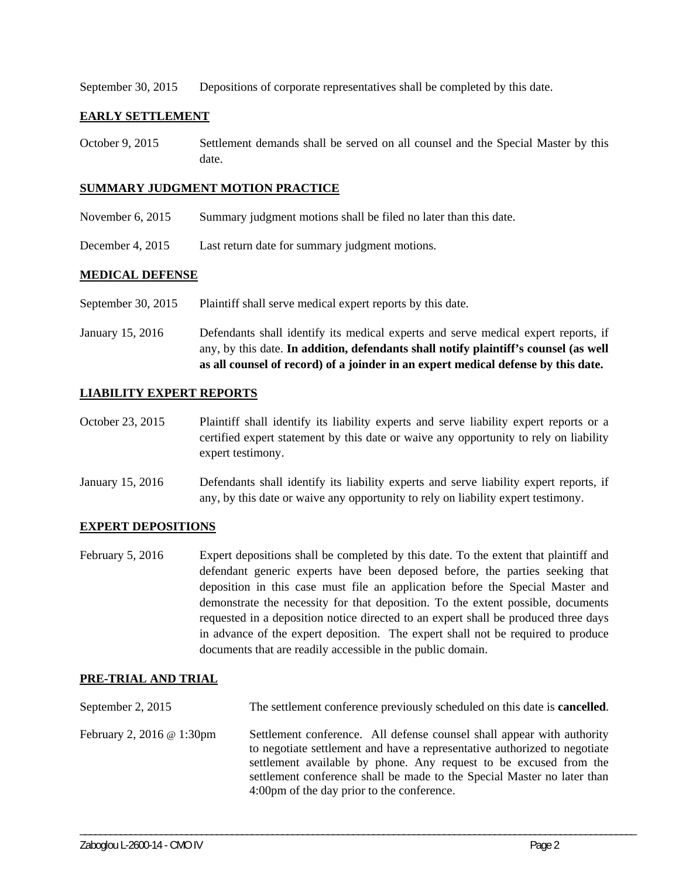September 30, 2015 Depositions of corporate representatives shall be completed by this date.

**EARLY SETTLEMENT**

October 9, 2015 Settlement demands shall be served on all counsel and the Special Master by this date.

**SUMMARY JUDGMENT MOTION PRACTICE**

November 6, 2015 Summary judgment motions shall be filed no later than this date.

December 4, 2015 Last return date for summary judgment motions.

**MEDICAL DEFENSE**

September 30, 2015 Plaintiff shall serve medical expert reports by this date.

January 15, 2016 Defendants shall identify its medical experts and serve medical expert reports, if any, by this date. **In addition, defendants shall notify plaintiff's counsel (as well as all counsel of record) of a joinder in an expert medical defense by this date.**

**LIABILITY EXPERT REPORTS**

October 23, 2015 Plaintiff shall identify its liability experts and serve liability expert reports or a certified expert statement by this date or waive any opportunity to rely on liability expert testimony.

January 15, 2016 Defendants shall identify its liability experts and serve liability expert reports, if any, by this date or waive any opportunity to rely on liability expert testimony.

**EXPERT DEPOSITIONS**

February 5, 2016 Expert depositions shall be completed by this date. To the extent that plaintiff and defendant generic experts have been deposed before, the parties seeking that deposition in this case must file an application before the Special Master and demonstrate the necessity for that deposition. To the extent possible, documents requested in a deposition notice directed to an expert shall be produced three days in advance of the expert deposition. The expert shall not be required to produce documents that are readily accessible in the public domain.

**PRE-TRIAL AND TRIAL**

September 2, 2015 The settlement conference previously scheduled on this date is **cancelled**.

February 2, 2016 @ 1:30pm Settlement conference. All defense counsel shall appear with authority to negotiate settlement and have a representative authorized to negotiate settlement available by phone. Any request to be excused from the settlement conference shall be made to the Special Master no later than 4:00pm of the day prior to the conference.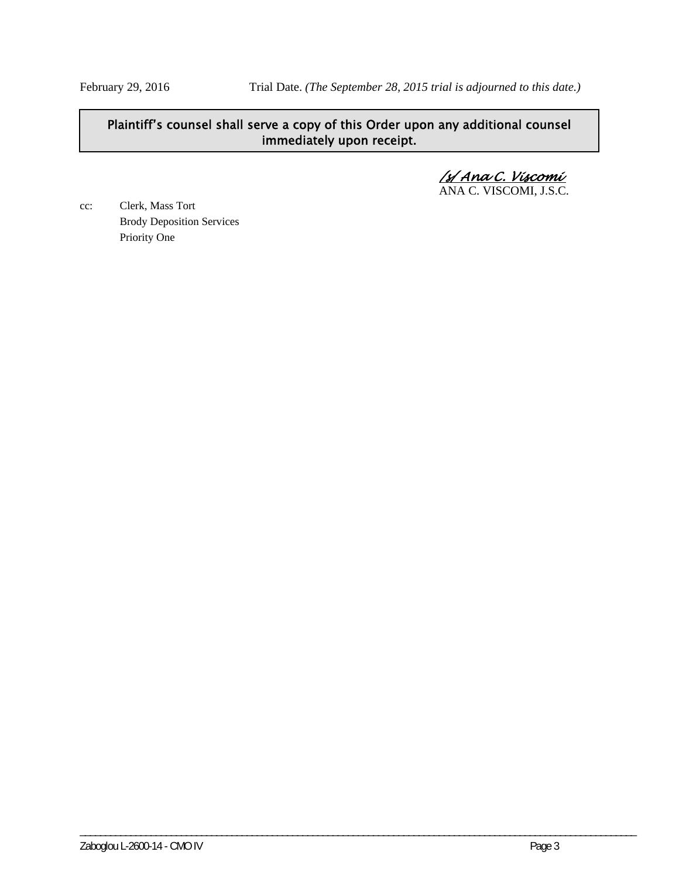February 29, 2016 Trial Date. *(The September 28, 2015 trial is adjourned to this date.)*

**Plaintiff's counsel shall serve a copy of this Order upon any additional counsel immediately upon receipt.**

*/s/ Ana C. Viscomi*
ANA C. VISCOMI, J.S.C.

cc: Clerk, Mass Tort
Brody Deposition Services
Priority One